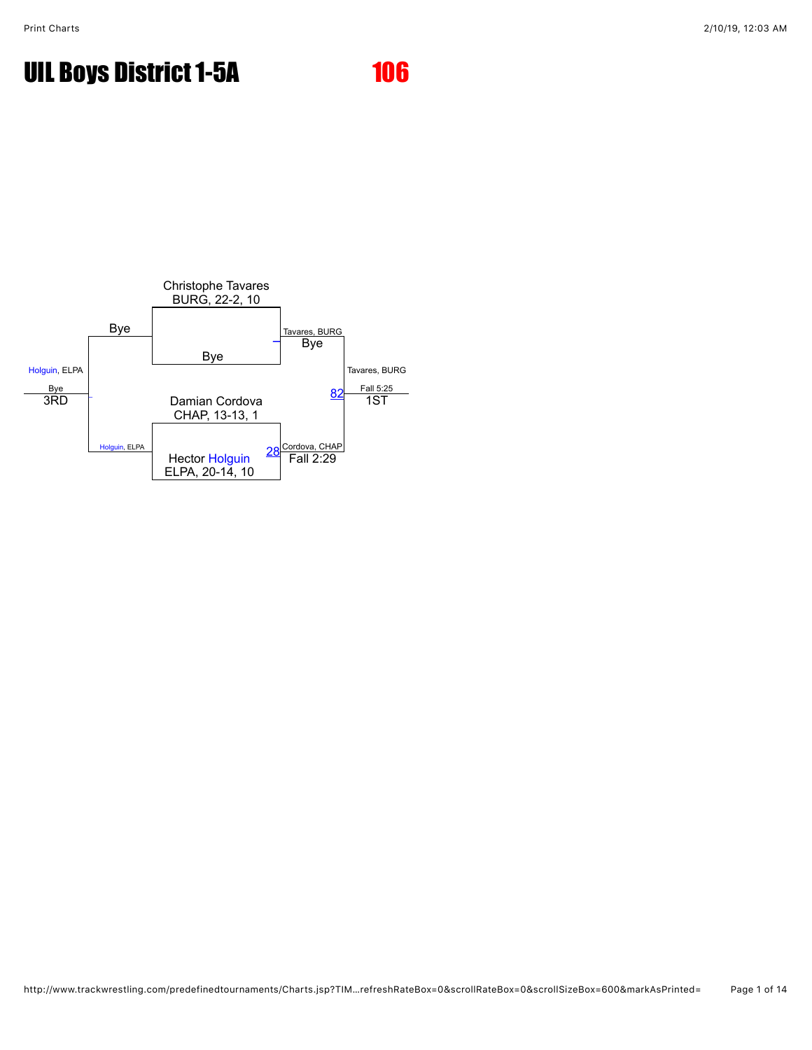# UIL Boys District 1-5A

## 106

Christophe Tavares
BURG, 22-2, 10

Bye

Tavares, BURG
Bye

Damian Cordova
CHAP, 13-13, 1

Hector Holguin
ELPA, 20-14, 10

28 Cordova, CHAP
Fall 2:29

82 Tavares, BURG
Fall 5:25
1ST

Bye

Holguin, ELPA

Holguin, ELPA
Bye
3RD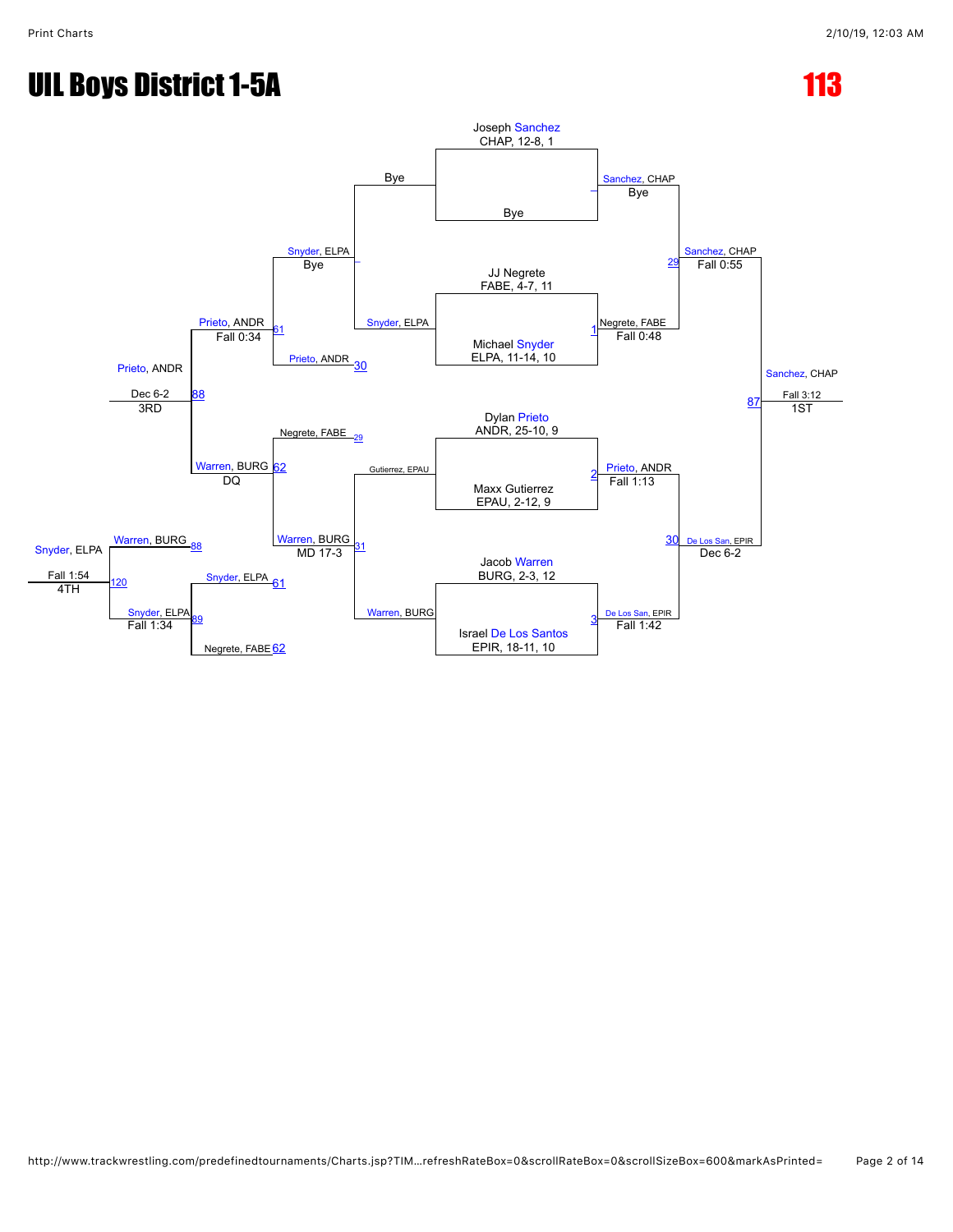# UIL Boys District 1-5A

## 113

### Championship Bracket

**First Round**

- Joseph Sanchez, CHAP, 12-8, 1 vs Bye — Sanchez, CHAP, Bye
- JJ Negrete, FABE, 4-7, 11 vs Michael Snyder, ELPA, 11-14, 10 — Bout 1: Negrete, FABE, Fall 0:48
- Dylan Prieto, ANDR, 25-10, 9 vs Maxx Gutierrez, EPAU, 2-12, 9 — Bout 2: Prieto, ANDR, Fall 1:13
- Jacob Warren, BURG, 2-3, 12 vs Israel De Los Santos, EPIR, 18-11, 10 — Bout 3: De Los San, EPIR, Fall 1:42

**Semifinals**

- Bout 29: Sanchez, CHAP over Negrete, FABE — Fall 0:55
- Bout 30: De Los San, EPIR over Prieto, ANDR — Dec 6-2

**Final (1ST)**

- Bout 87: Sanchez, CHAP over De Los San, EPIR — Fall 3:12 — 1ST

### Consolation Bracket

**Consolation First Round**

- Snyder, ELPA vs Bye — Bye (Snyder, ELPA)
- Gutierrez, EPAU vs Warren, BURG — Bout 31: Warren, BURG

**Consolation Round 2**

- Bout 61: Prieto, ANDR (from 30) vs Snyder, ELPA — Prieto, ANDR, Fall 0:34
- Bout 62: Negrete, FABE (from 29) vs Warren, BURG — Warren, BURG, MD 17-3

**Consolation Semifinal / 3rd Place**

- Bout 88: Prieto, ANDR vs Warren, BURG — Prieto, ANDR, Dec 6-2 — 3RD
- Warren, BURG — DQ

**Consolation Match**

- Bout 89: Snyder, ELPA (loser 61) vs Negrete, FABE (loser 62) — Snyder, ELPA, Fall 1:34

**4th Place**

- Bout 120: Warren, BURG (loser 88) vs Snyder, ELPA — Snyder, ELPA, Fall 1:54 — 4TH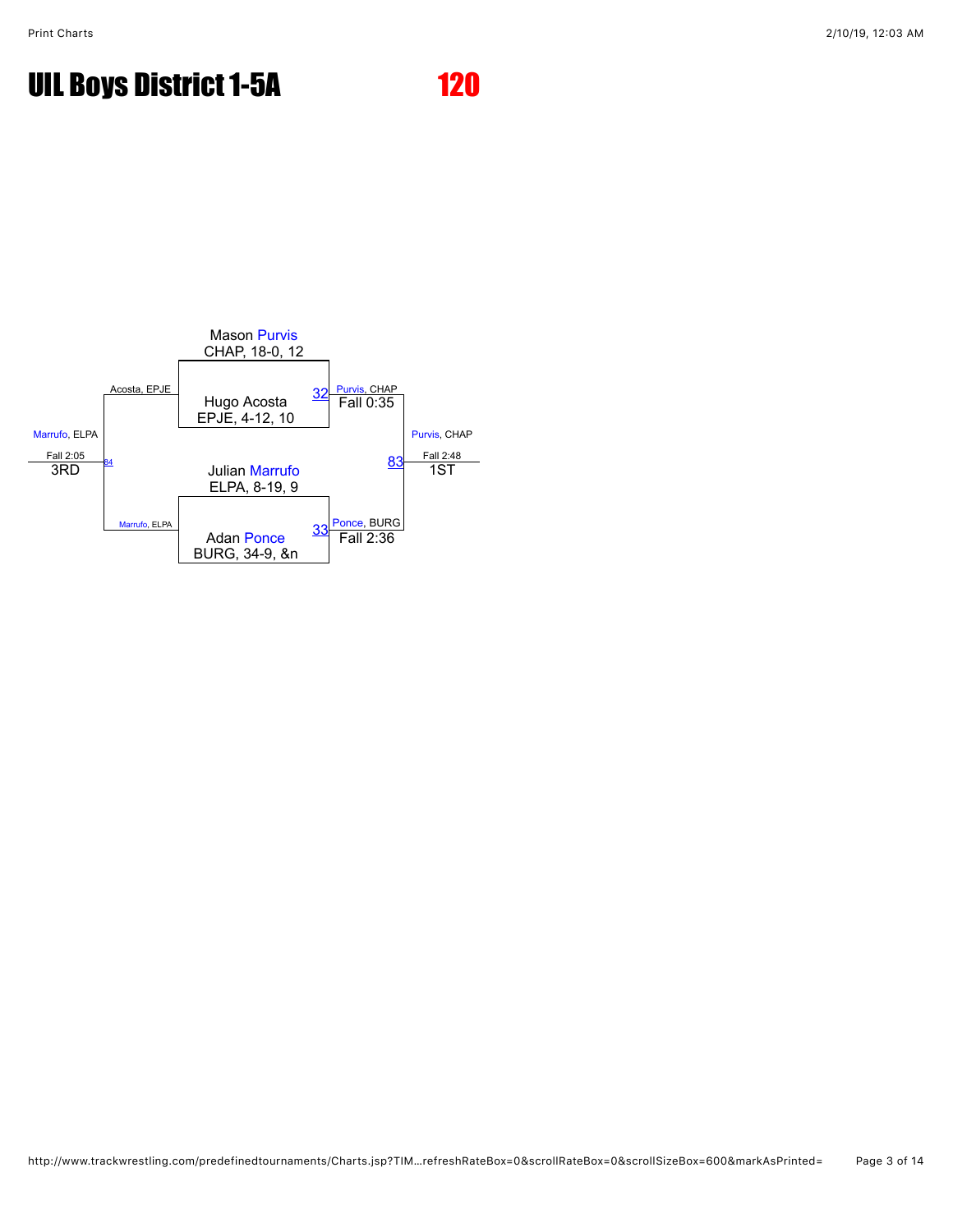# UIL Boys District 1-5A

## 120

Mason Purvis
CHAP, 18-0, 12

Hugo Acosta
EPJE, 4-12, 10

32 — Purvis, CHAP — Fall 0:35

Julian Marrufo
ELPA, 8-19, 9

Adan Ponce
BURG, 34-9, &n

33 — Ponce, BURG — Fall 2:36

83 — Purvis, CHAP — Fall 2:48 — 1ST

Acosta, EPJE

Marrufo, ELPA

84 — Marrufo, ELPA — Fall 2:05 — 3RD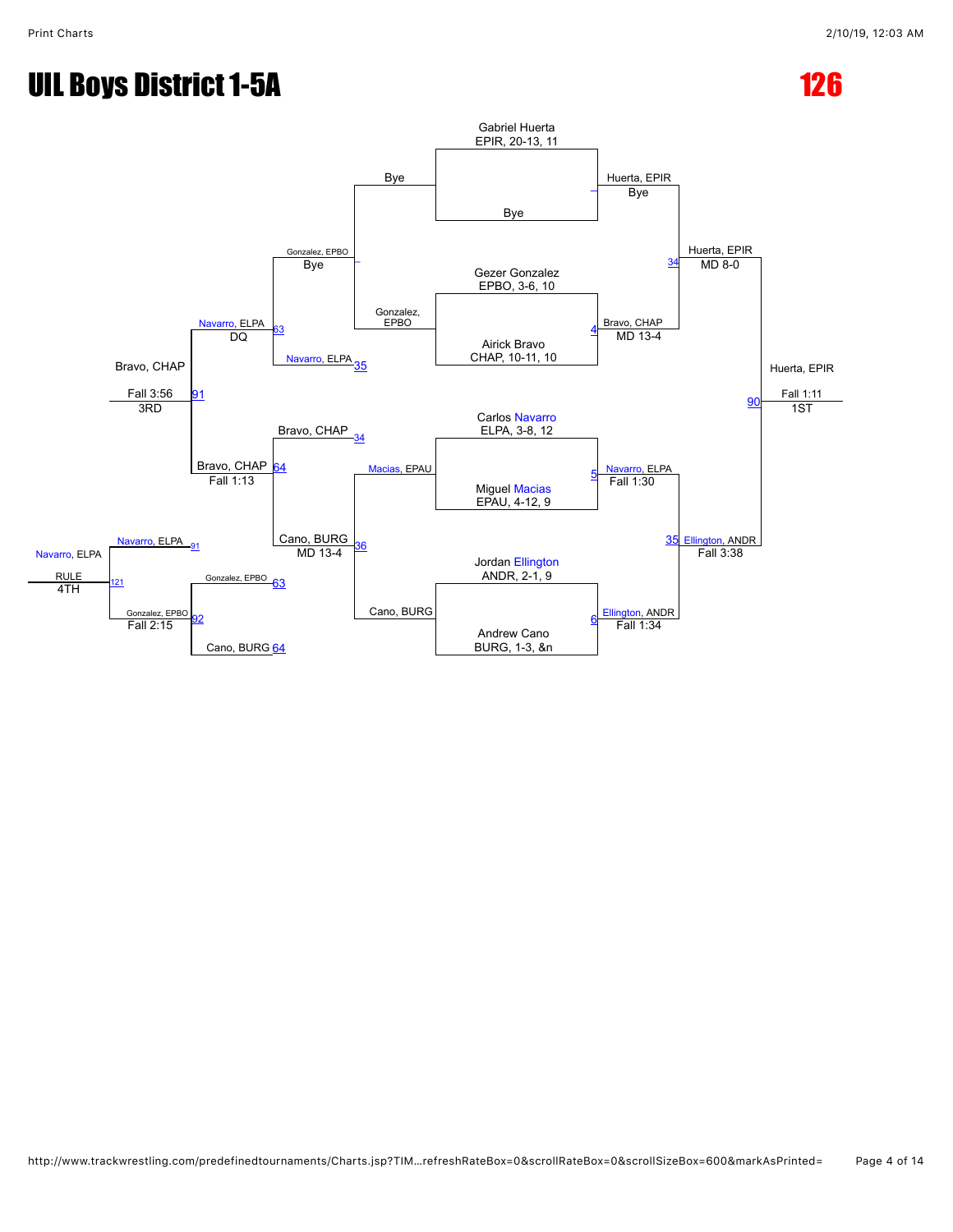# UIL Boys District 1-5A

# 126

## Championship Bracket

Gabriel Huerta
EPIR, 20-13, 11

Bye

Huerta, EPIR
Bye

Gezer Gonzalez
EPBO, 3-6, 10

Airick Bravo
CHAP, 10-11, 10

Bravo, CHAP
MD 13-4

Huerta, EPIR
MD 8-0

Carlos Navarro
ELPA, 3-8, 12

Miguel Macias
EPAU, 4-12, 9

Navarro, ELPA
Fall 1:30

Jordan Ellington
ANDR, 2-1, 9

Andrew Cano
BURG, 1-3, &n

Ellington, ANDR
Fall 1:34

Ellington, ANDR
Fall 3:38

Huerta, EPIR
Fall 1:11
1ST

## Consolation Bracket

Bye

Gonzalez, EPBO

Gonzalez, EPBO
Bye

Navarro, ELPA

Navarro, ELPA
DQ

Bravo, CHAP

Macias, EPAU

Cano, BURG

Cano, BURG
MD 13-4

Bravo, CHAP
Fall 1:13

Bravo, CHAP
Fall 3:56
3RD

Navarro, ELPA

Gonzalez, EPBO

Cano, BURG

Gonzalez, EPBO
Fall 2:15

Navarro, ELPA
RULE
4TH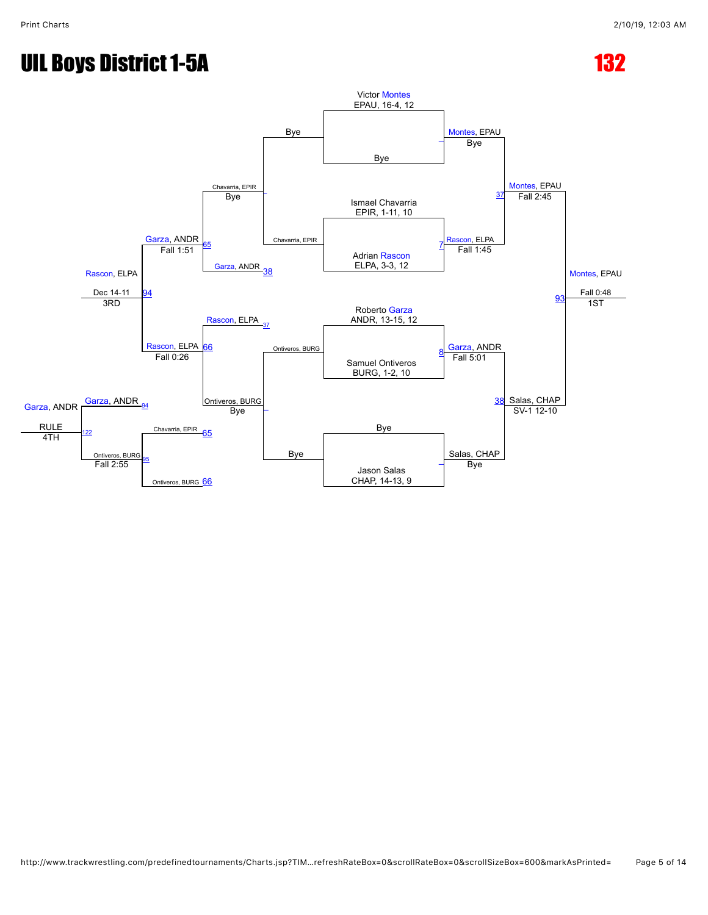# UIL Boys District 1-5A

# 132

**Championship Bracket**

Victor Montes
EPAU, 16-4, 12

Bye

Montes, EPAU
Bye

Ismael Chavarria
EPIR, 1-11, 10

Adrian Rascon
ELPA, 3-3, 12

Rascon, ELPA
Fall 1:45

Montes, EPAU
Fall 2:45

Roberto Garza
ANDR, 13-15, 12

Samuel Ontiveros
BURG, 1-2, 10

Garza, ANDR
Fall 5:01

Bye

Jason Salas
CHAP, 14-13, 9

Salas, CHAP
Bye

Salas, CHAP
SV-1 12-10

Montes, EPAU
Fall 0:48
1ST

**Consolation Bracket**

Bye
Chavarria, EPIR

Chavarria, EPIR
Bye

Garza, ANDR 38

Garza, ANDR
Fall 1:51

Rascon, ELPA 37

Ontiveros, BURG

Ontiveros, BURG
Bye

Rascon, ELPA
Fall 0:26

Rascon, ELPA
Dec 14-11
3RD

Chavarria, EPIR 65

Ontiveros, BURG 66

Ontiveros, BURG
Fall 2:55

Garza, ANDR 94

Garza, ANDR
RULE
4TH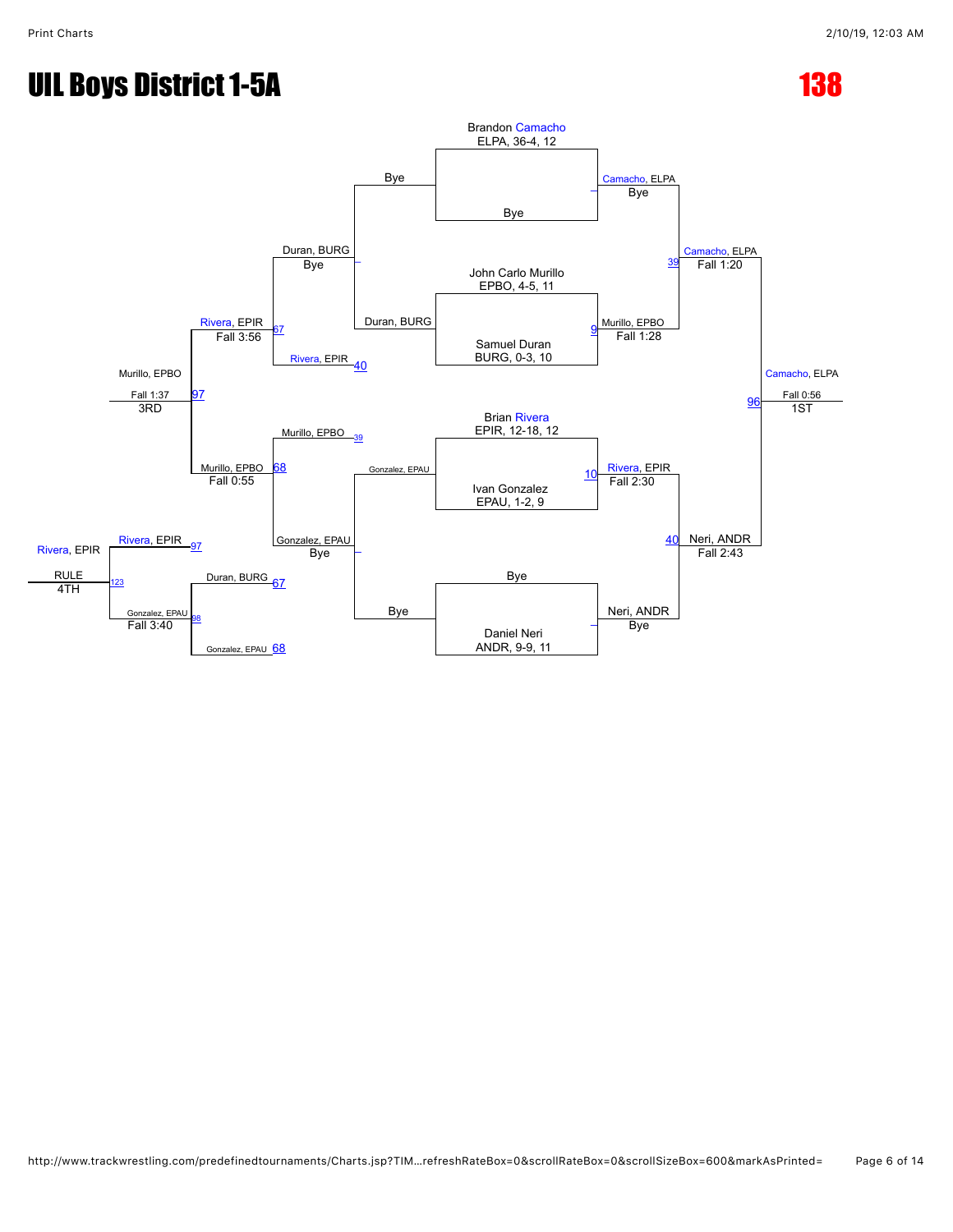# UIL Boys District 1-5A

# 138

## Championship Bracket

**Brandon Camacho** — ELPA, 36-4, 12
Bye

Camacho, ELPA — Bye

**John Carlo Murillo** — EPBO, 4-5, 11
**Samuel Duran** — BURG, 0-3, 10

Match 9: Murillo, EPBO — Fall 1:28

Match 39: Camacho, ELPA — Fall 1:20

**Brian Rivera** — EPIR, 12-18, 12
**Ivan Gonzalez** — EPAU, 1-2, 9

Match 10: Rivera, EPIR — Fall 2:30

Bye
**Daniel Neri** — ANDR, 9-9, 11

Neri, ANDR — Bye

Match 40: Neri, ANDR — Fall 2:43

Match 96: Camacho, ELPA — Fall 0:56 — 1ST

## Consolation Bracket

Bye / Duran, BURG — Duran, BURG — Bye

Match 40 loser: Rivera, EPIR

Match 67: Rivera, EPIR — Fall 3:56

Match 39 loser: Murillo, EPBO

Gonzalez, EPAU / Bye — Gonzalez, EPAU — Bye

Match 68: Murillo, EPBO — Fall 0:55

Match 97: Murillo, EPBO — Fall 1:37 — 3RD

Match 97 loser: Rivera, EPIR

Match 67 loser: Duran, BURG
Match 68 loser: Gonzalez, EPAU

Match 98: Gonzalez, EPAU — Fall 3:40

Match 123: Rivera, EPIR — RULE — 4TH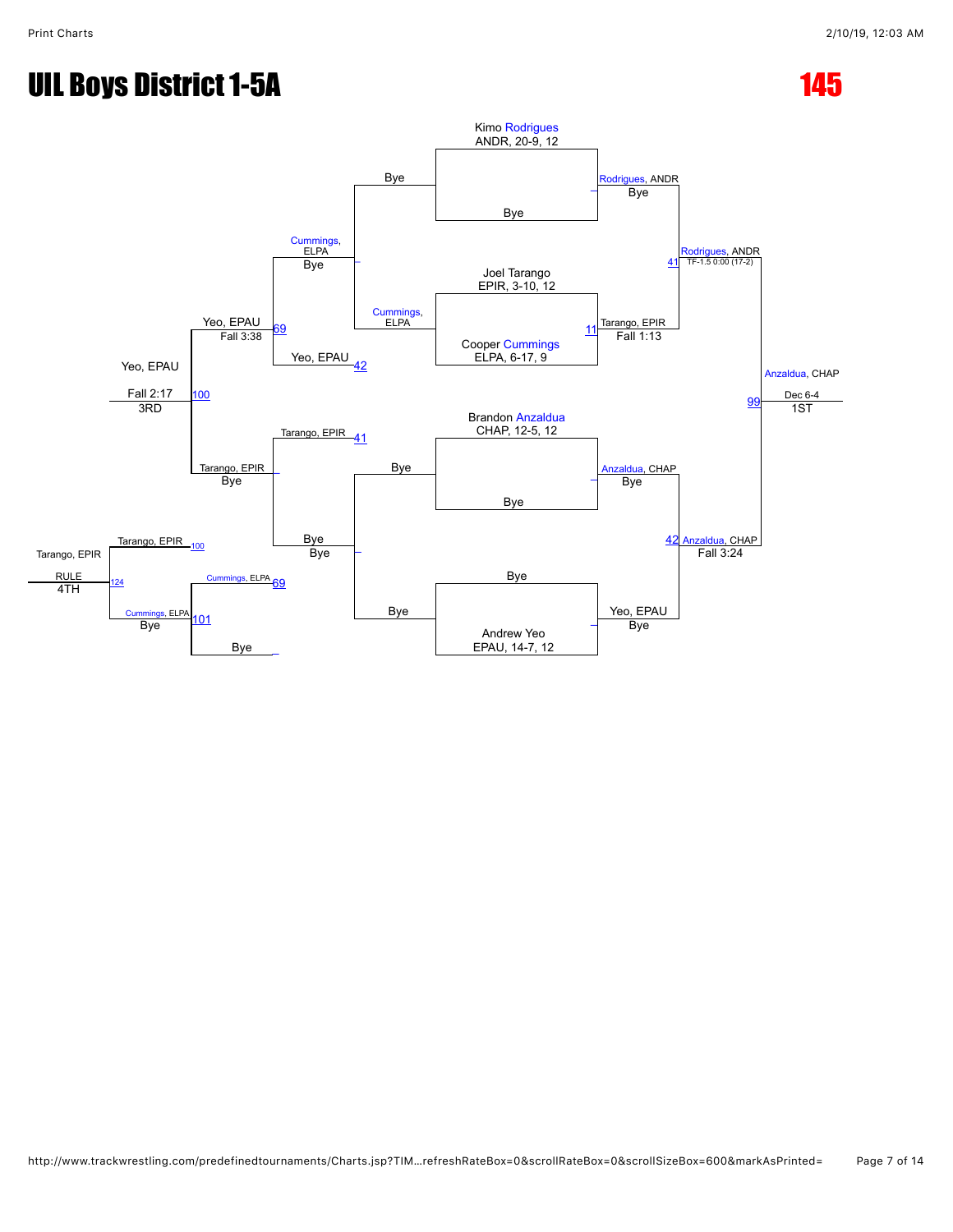# UIL Boys District 1-5A

## 145

### Championship Bracket

**Seeds / Entrants**

- Kimo Rodrigues, ANDR, 20-9, 12 — Bye
- Joel Tarango, EPIR, 3-10, 12 vs. Cooper Cummings, ELPA, 6-17, 9
- Brandon Anzaldua, CHAP, 12-5, 12 — Bye
- Bye vs. Andrew Yeo, EPAU, 14-7, 12

**Quarterfinals**

- Rodrigues, ANDR — Bye
- Tarango, EPIR — Fall 1:13 (11)
- Anzaldua, CHAP — Bye
- Yeo, EPAU — Bye

**Semifinals**

- Rodrigues, ANDR — TF-1.5 0:00 (17-2) (41)
- Anzaldua, CHAP — Fall 3:24 (42)

**Final**

- Anzaldua, CHAP — Dec 6-4 (99) — 1ST

### Consolation Bracket

- Cummings, ELPA — Bye
- Yeo, EPAU (42)
- Tarango, EPIR (41)
- Bye — Bye
- Yeo, EPAU — Fall 3:38 (69)
- Tarango, EPIR — Bye
- Yeo, EPAU — Fall 2:17 (100) — 3RD
- Tarango, EPIR (100)
- Cummings, ELPA (69)
- Cummings, ELPA — Bye (101)
- Bye
- Tarango, EPIR — RULE (124) — 4TH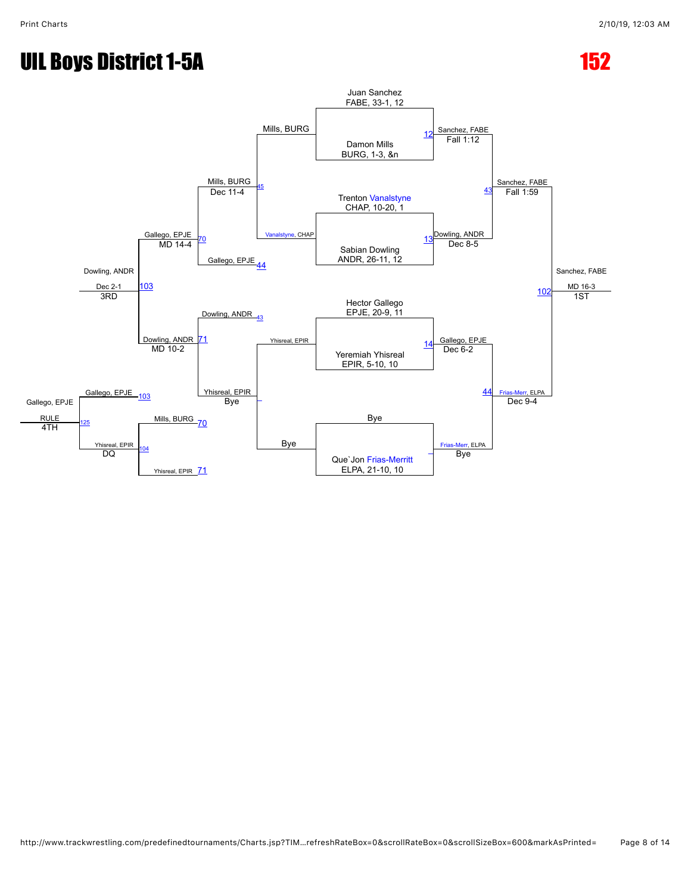# UIL Boys District 1-5A

## 152

### Championship Bracket

**Quarterfinals / Semifinals / Finals**

- Juan Sanchez, FABE, 33-1, 12 vs. Damon Mills, BURG, 1-3, &n — Match 12: Sanchez, FABE, Fall 1:12
- Trenton Vanalstyne, CHAP, 10-20, 1 vs. Sabian Dowling, ANDR, 26-11, 12 — Match 13: Dowling, ANDR, Dec 8-5
- Hector Gallego, EPJE, 20-9, 11 vs. Yeremiah Yhisreal, EPIR, 5-10, 10 — Match 14: Gallego, EPJE, Dec 6-2
- Bye vs. Que`Jon Frias-Merritt, ELPA, 21-10, 10 — Frias-Merr, ELPA, Bye

- Match 43: Sanchez, FABE, Fall 1:59
- Match 44: Frias-Merr, ELPA, Dec 9-4

- Match 102: Sanchez, FABE, MD 16-3 — **1ST**

### Consolation Bracket

- Mills, BURG vs. Vanalstyne, CHAP — Match 45: Mills, BURG, Dec 11-4
- Dowling, ANDR vs. Yhisreal, EPIR (Yhisreal, EPIR / Bye) — Yhisreal, EPIR, Bye
- Match 70: Gallego, EPJE (from 44), MD 14-4 over Mills, BURG
- Match 71: Dowling, ANDR (from 43), MD 10-2 over Yhisreal, EPIR
- Match 103: Dowling, ANDR, Dec 2-1 — **3RD**

### 4th Place

- Match 104: Yhisreal, EPIR, DQ over Mills, BURG (Mills, BURG 70; Yhisreal, EPIR 71)
- Match 125: Gallego, EPJE (from 103), RULE over Yhisreal, EPIR — **4TH**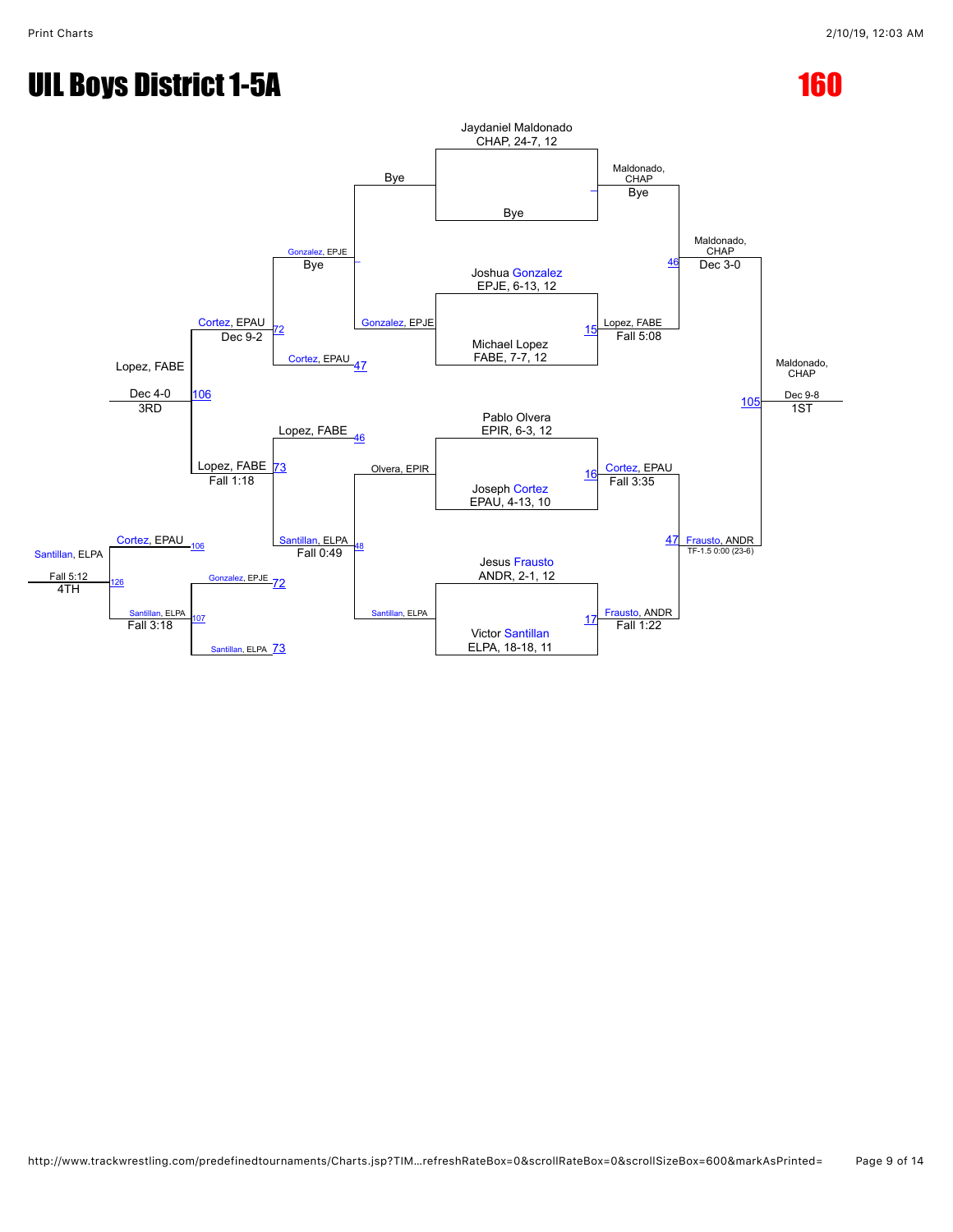# UIL Boys District 1-5A

## 160

### Championship Bracket

**First Round**

- Jaydaniel Maldonado, CHAP, 24-7, 12 vs. Bye — Maldonado, CHAP (Bye)
- Joshua Gonzalez, EPJE, 6-13, 12 vs. Michael Lopez, FABE, 7-7, 12 — Lopez, FABE (Fall 5:08) [15]
- Pablo Olvera, EPIR, 6-3, 12 vs. Joseph Cortez, EPAU, 4-13, 10 — Cortez, EPAU (Fall 3:35) [16]
- Jesus Frausto, ANDR, 2-1, 12 vs. Victor Santillan, ELPA, 18-18, 11 — Frausto, ANDR (Fall 1:22) [17]

**Semifinals**

- Maldonado, CHAP vs. Lopez, FABE — Maldonado, CHAP (Dec 3-0) [46]
- Cortez, EPAU vs. Frausto, ANDR — Frausto, ANDR (TF-1.5 0:00 (23-6)) [47]

**Final**

- Maldonado, CHAP vs. Frausto, ANDR — Maldonado, CHAP (Dec 9-8) [105] — 1ST

### Consolation Bracket

- Bye vs. Gonzalez, EPJE — Gonzalez, EPJE (Bye) [–]
- Olvera, EPIR vs. Santillan, ELPA — Santillan, ELPA (Fall 0:49) [48]
- Gonzalez, EPJE vs. Cortez, EPAU [47] — Cortez, EPAU (Dec 9-2) [72]
- Lopez, FABE [46] vs. Santillan, ELPA — Lopez, FABE (Fall 1:18) [73]
- Cortez, EPAU vs. Lopez, FABE — Lopez, FABE (Dec 4-0) [106] — 3RD

### 4th Place

- Cortez, EPAU [106] vs. Santillan, ELPA [107] — Santillan, ELPA (Fall 5:12) [126] — 4TH
- Gonzalez, EPJE [72] vs. Santillan, ELPA [73] — Santillan, ELPA (Fall 3:18) [107]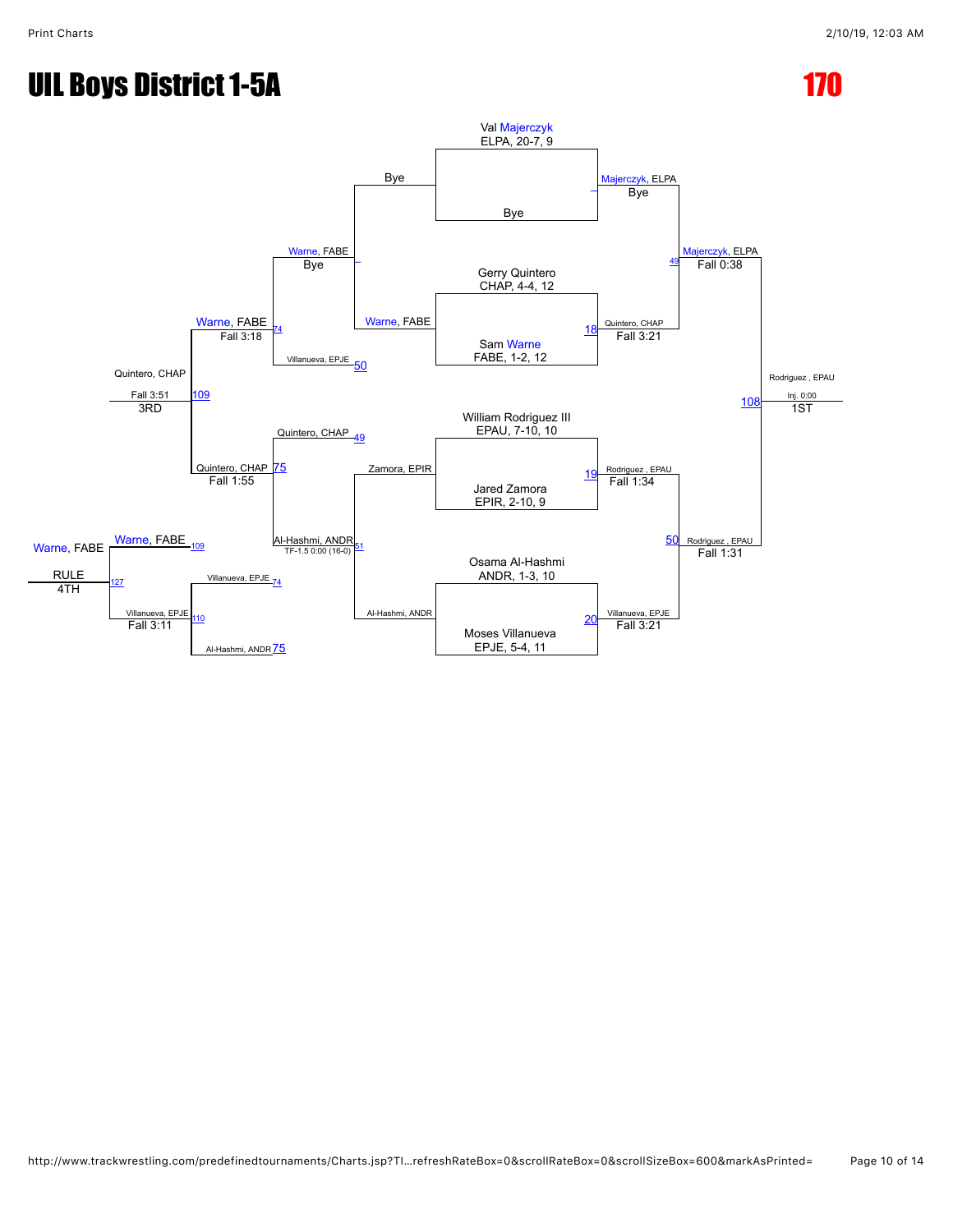# UIL Boys District 1-5A

## 170

### Championship Bracket

**Quarterfinals**

- Val Majerczyk, ELPA, 20-7, 9 vs. Bye — Majerczyk, ELPA (Bye)
- Gerry Quintero, CHAP, 4-4, 12 vs. Sam Warne, FABE, 1-2, 12 — Match 18: Quintero, CHAP (Fall 3:21)
- William Rodriguez III, EPAU, 7-10, 10 vs. Jared Zamora, EPIR, 2-10, 9 — Match 19: Rodriguez, EPAU (Fall 1:34)
- Osama Al-Hashmi, ANDR, 1-3, 10 vs. Moses Villanueva, EPJE, 5-4, 11 — Match 20: Villanueva, EPJE (Fall 3:21)

**Semifinals**

- Match 49: Majerczyk, ELPA (Fall 0:38)
- Match 50: Rodriguez, EPAU (Fall 1:31)

**Final**

- Match 108: Rodriguez, EPAU — Inj. 0:00 — 1ST

### Consolation Bracket

**First Round**

- Bye vs. Warne, FABE — Warne, FABE (Bye)
- Zamora, EPIR vs. Al-Hashmi, ANDR — Match 51: Al-Hashmi, ANDR (TF-1.5 0:00 (16-0))

**Second Round**

- Warne, FABE vs. Villanueva, EPJE (L50) — Match 74: Warne, FABE (Fall 3:18)
- Quintero, CHAP (L49) vs. Al-Hashmi, ANDR — Match 75: Quintero, CHAP (Fall 1:55)

**3rd Place**

- Match 109: Quintero, CHAP (Fall 3:51) — 3RD

### Wrestleback for 4th

- Villanueva, EPJE (L74) vs. Al-Hashmi, ANDR (L75) — Match 110: Villanueva, EPJE (Fall 3:11)
- Warne, FABE (L109) vs. Villanueva, EPJE — Match 127: Warne, FABE (RULE) — 4TH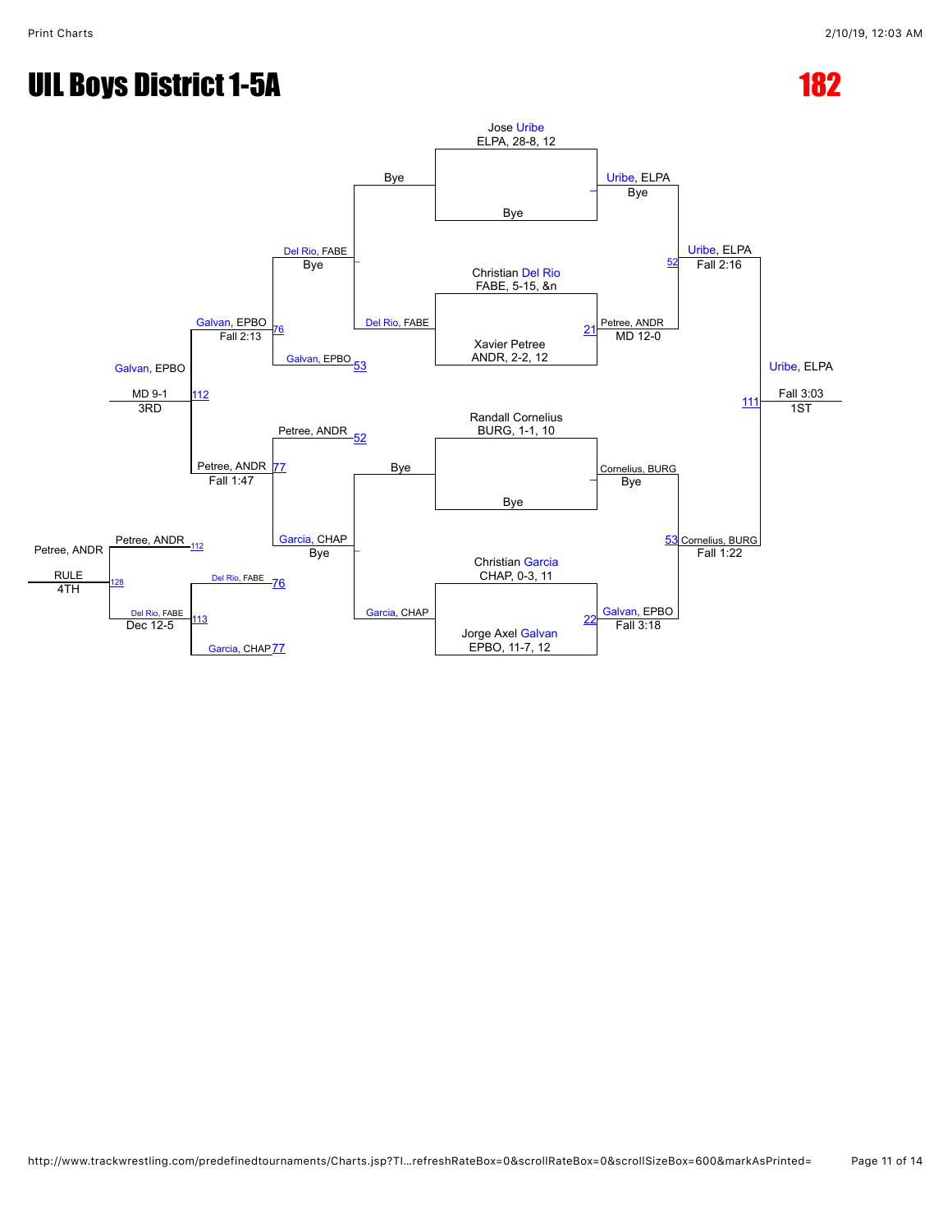# UIL Boys District 1-5A

# 182

## Championship Bracket

- Jose Uribe, ELPA, 28-8, 12 vs Bye → Uribe, ELPA (Bye)
- Christian Del Rio, FABE, 5-15, &n vs Xavier Petree, ANDR, 2-2, 12 → Petree, ANDR (MD 12-0) [21]
- Randall Cornelius, BURG, 1-1, 10 vs Bye → Cornelius, BURG (Bye)
- Christian Garcia, CHAP, 0-3, 11 vs Jorge Axel Galvan, EPBO, 11-7, 12 → Galvan, EPBO (Fall 3:18) [22]
- Uribe, ELPA vs Petree, ANDR → Uribe, ELPA (Fall 2:16) [52]
- Cornelius, BURG vs Galvan, EPBO → Cornelius, BURG (Fall 1:22) [53]
- Uribe, ELPA vs Cornelius, BURG → Uribe, ELPA (Fall 3:03) [111] — 1ST

## Consolation Bracket

- Bye vs Del Rio, FABE → Del Rio, FABE (Bye)
- Bye vs Garcia, CHAP → Garcia, CHAP (Bye)
- Del Rio, FABE vs Galvan, EPBO [53] → Galvan, EPBO (Fall 2:13) [76]
- Petree, ANDR [52] vs Garcia, CHAP → Petree, ANDR (Fall 1:47) [77]
- Galvan, EPBO vs Petree, ANDR → Galvan, EPBO (MD 9-1) [112] — 3RD
- Del Rio, FABE [76] vs Garcia, CHAP [77] → Del Rio, FABE (Dec 12-5) [113]
- Petree, ANDR [112] vs Del Rio, FABE → Petree, ANDR (RULE) [128] — 4TH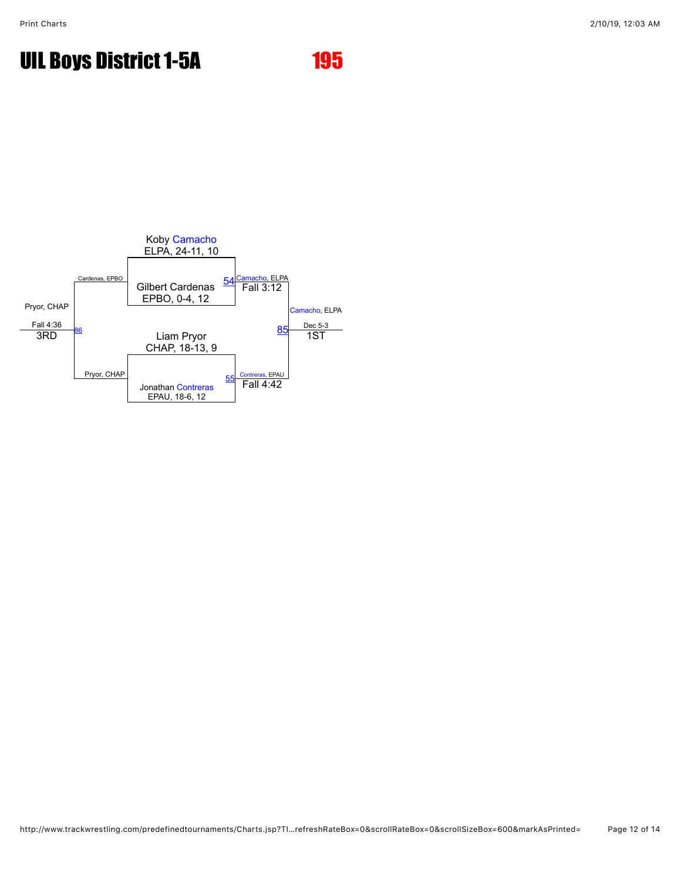# UIL Boys District 1-5A

## 195

Koby Camacho
ELPA, 24-11, 10

Gilbert Cardenas
EPBO, 0-4, 12

54 Camacho, ELPA
Fall 3:12

Liam Pryor
CHAP, 18-13, 9

Jonathan Contreras
EPAU, 18-6, 12

55 Contreras, EPAU
Fall 4:42

85 Camacho, ELPA
Dec 5-3
1ST

Cardenas, EPBO

Pryor, CHAP

86 Pryor, CHAP
Fall 4:36
3RD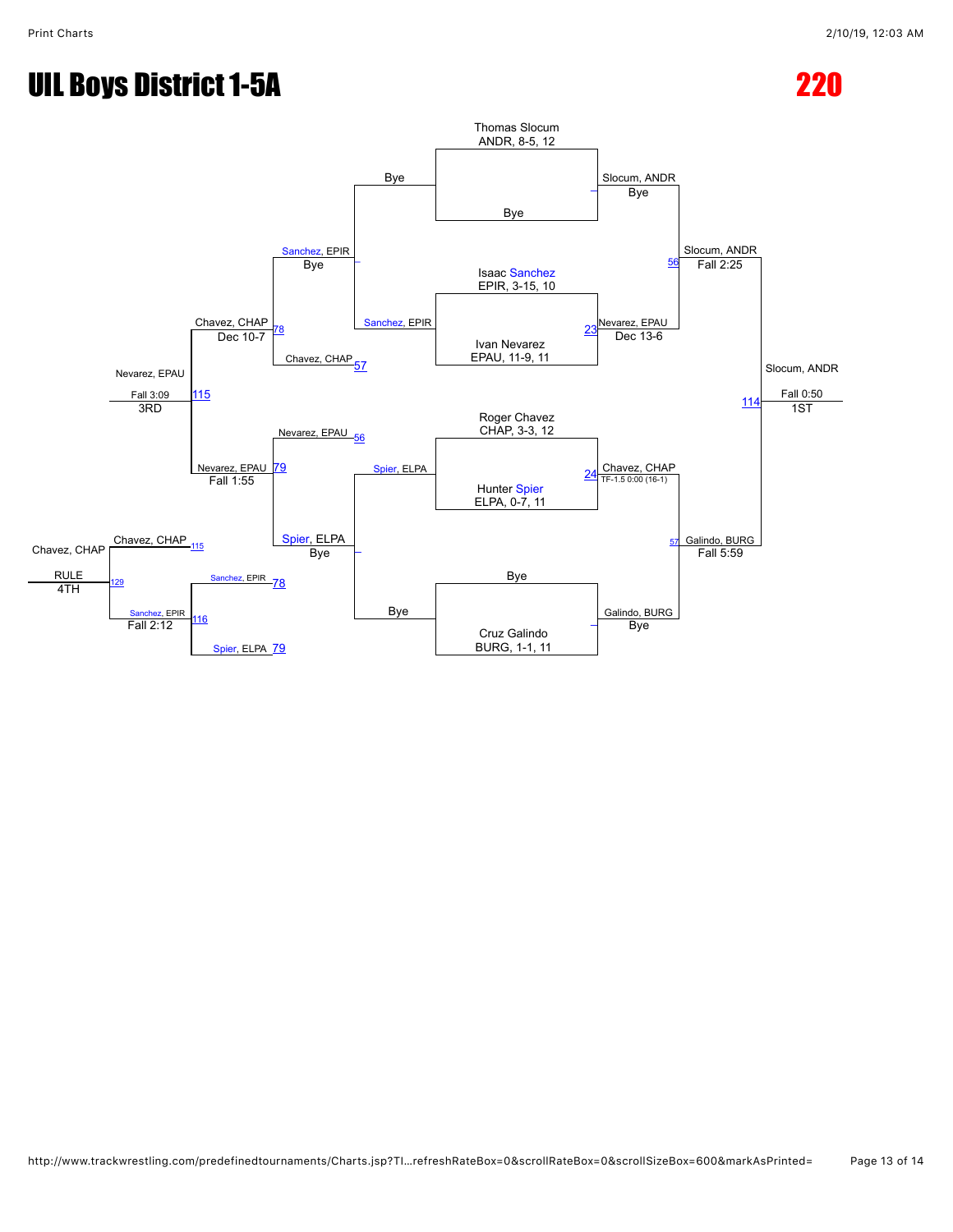# UIL Boys District 1-5A

## 220

### Championship Bracket

**Quarterfinals**

- Thomas Slocum (ANDR, 8-5, 12) vs. Bye — Slocum, ANDR (Bye)
- Isaac Sanchez (EPIR, 3-15, 10) vs. Ivan Nevarez (EPAU, 11-9, 11) — Bout 23: Nevarez, EPAU (Dec 13-6)
- Roger Chavez (CHAP, 3-3, 12) vs. Hunter Spier (ELPA, 0-7, 11) — Bout 24: Chavez, CHAP (TF-1.5 0:00 (16-1))
- Bye vs. Cruz Galindo (BURG, 1-1, 11) — Galindo, BURG (Bye)

**Semifinals**

- Slocum, ANDR vs. Nevarez, EPAU — Bout 56: Slocum, ANDR (Fall 2:25)
- Chavez, CHAP vs. Galindo, BURG — Bout 57: Galindo, BURG (Fall 5:59)

**Final**

- Slocum, ANDR vs. Galindo, BURG — Bout 114: Slocum, ANDR (Fall 0:50) — 1ST

### Consolation Bracket

- Sanchez, EPIR vs. Bye — Sanchez, EPIR (Bye)
- Spier, ELPA vs. Bye — Spier, ELPA (Bye)
- Sanchez, EPIR vs. Chavez, CHAP (57) — Bout 78: Chavez, CHAP (Dec 10-7)
- Nevarez, EPAU (56) vs. Spier, ELPA — Bout 79: Nevarez, EPAU (Fall 1:55)
- Chavez, CHAP vs. Nevarez, EPAU — Bout 115: Nevarez, EPAU (Fall 3:09) — 3RD
- Sanchez, EPIR (78) vs. Spier, ELPA (79) — Bout 116: Sanchez, EPIR (Fall 2:12)
- Chavez, CHAP (115) vs. Sanchez, EPIR — Bout 129: Chavez, CHAP (RULE) — 4TH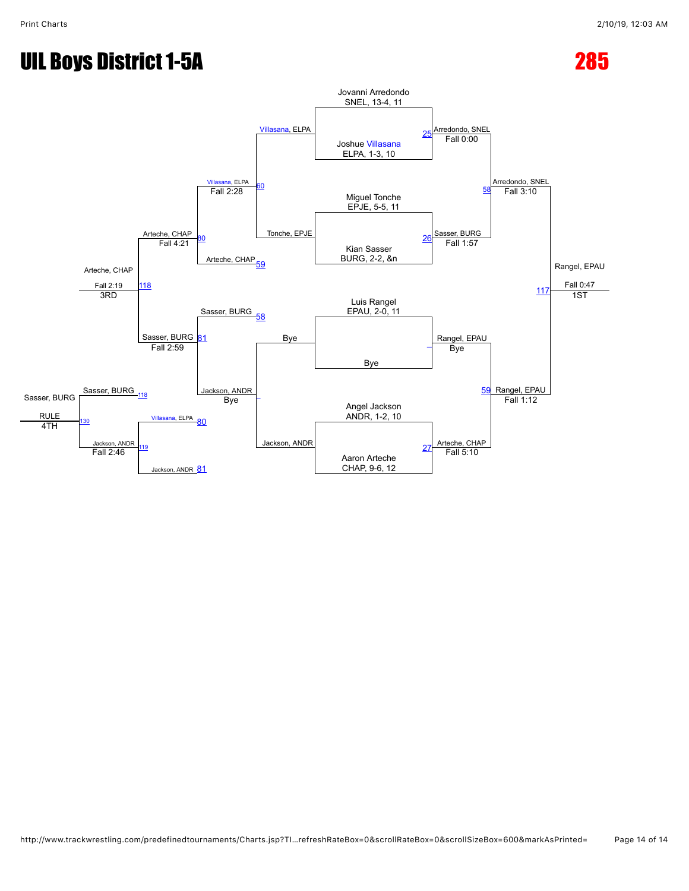# UIL Boys District 1-5A

# 285

Jovanni Arredondo
SNEL, 13-4, 11

Villasana, ELPA

25

Arredondo, SNEL
Fall 0:00

Joshue Villasana
ELPA, 1-3, 10

Villasana, ELPA
Fall 2:28

60

Arredondo, SNEL

58

Fall 3:10

Miguel Tonche
EPJE, 5-5, 11

Arteche, CHAP
Fall 4:21

80

Tonche, EPJE

Sasser, BURG

26

Fall 1:57

Arteche, CHAP

59

Kian Sasser
BURG, 2-2, &n

Rangel, EPAU

Arteche, CHAP

Fall 2:19

118

3RD

Fall 0:47

117

1ST

Luis Rangel
EPAU, 2-0, 11

Sasser, BURG

58

Bye

Rangel, EPAU
Bye

Sasser, BURG

81

Fall 2:59

Bye

Jackson, ANDR
Bye

59

Rangel, EPAU
Fall 1:12

Sasser, BURG

118

Sasser, BURG

Angel Jackson
ANDR, 1-2, 10

RULE

130

4TH

Villasana, ELPA

80

Jackson, ANDR

119

Fall 2:46

Jackson, ANDR

27

Arteche, CHAP
Fall 5:10

Jackson, ANDR

81

Aaron Arteche
CHAP, 9-6, 12